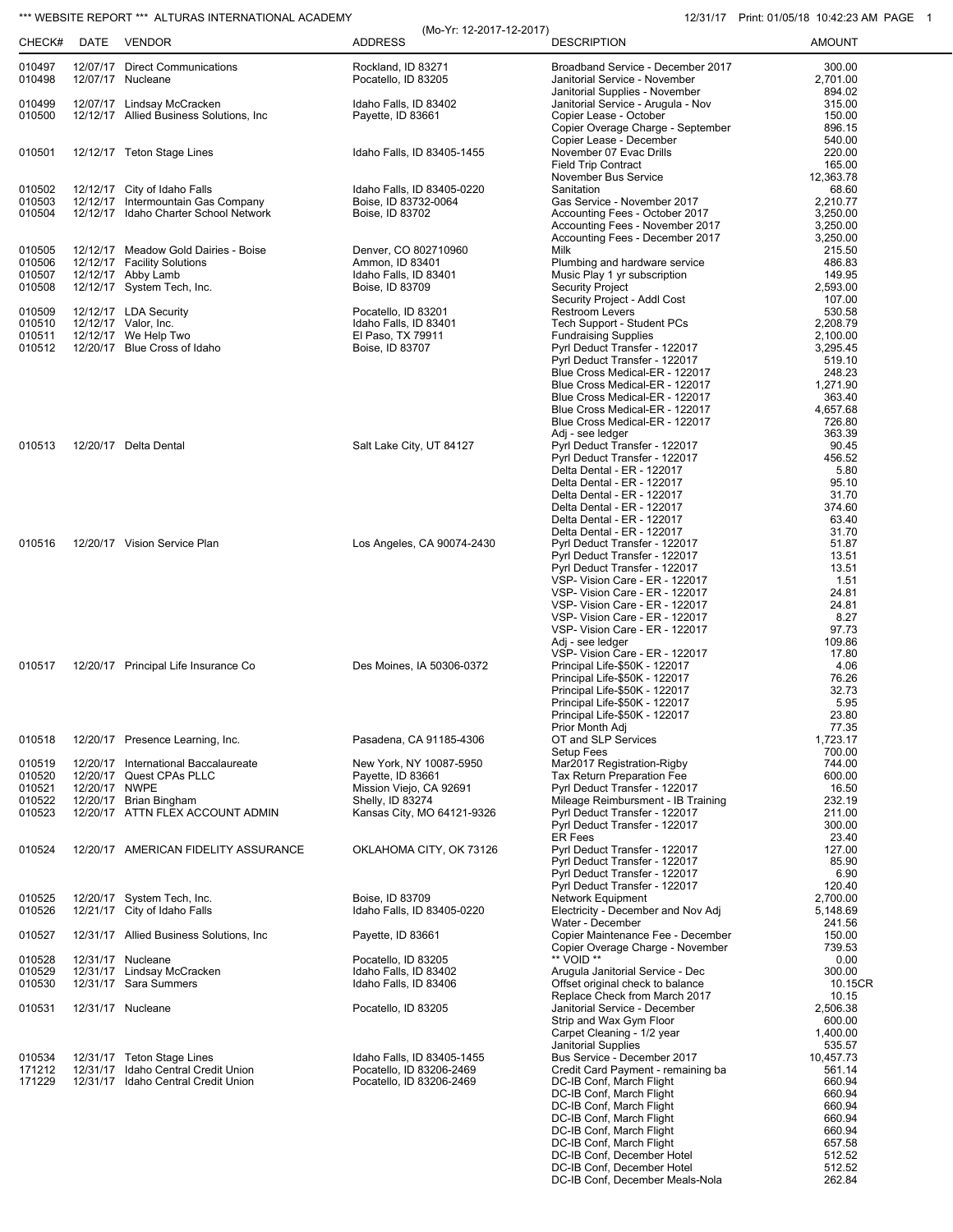*** WEBSITE REPORT *** ALTURAS INTERNATIONAL ACADEMY

(Mo-Yr: 12-2017-12-2017)

12/31/17 Print: 01/05/18 10:42:23 AM

| CHECK# | DATE | VENDOR | ADDRESS | DESCRIPTION | AMOUNT |
|---|---|---|---|---|---|
| 010497 | 12/07/17 | Direct Communications | Rockland, ID 83271 | Broadband Service - December 2017 | 300.00 |
| 010498 | 12/07/17 | Nucleane | Pocatello, ID 83205 | Janitorial Service - November | 2,701.00 |
| | | | | Janitorial Supplies - November | 894.02 |
| 010499 | 12/07/17 | Lindsay McCracken | Idaho Falls, ID 83402 | Janitorial Service - Arugula - Nov | 315.00 |
| 010500 | 12/12/17 | Allied Business Solutions, Inc | Payette, ID 83661 | Copier Lease - October | 150.00 |
| | | | | Copier Overage Charge - September | 896.15 |
| | | | | Copier Lease - December | 540.00 |
| 010501 | 12/12/17 | Teton Stage Lines | Idaho Falls, ID 83405-1455 | November 07 Evac Drills | 220.00 |
| | | | | Field Trip Contract | 165.00 |
| | | | | November Bus Service | 12,363.78 |
| 010502 | 12/12/17 | City of Idaho Falls | Idaho Falls, ID 83405-0220 | Sanitation | 68.60 |
| 010503 | 12/12/17 | Intermountain Gas Company | Boise, ID 83732-0064 | Gas Service - November 2017 | 2,210.77 |
| 010504 | 12/12/17 | Idaho Charter School Network | Boise, ID 83702 | Accounting Fees - October 2017 | 3,250.00 |
| | | | | Accounting Fees - November 2017 | 3,250.00 |
| | | | | Accounting Fees - December 2017 | 3,250.00 |
| 010505 | 12/12/17 | Meadow Gold Dairies - Boise | Denver, CO 802710960 | Milk | 215.50 |
| 010506 | 12/12/17 | Facility Solutions | Ammon, ID 83401 | Plumbing and hardware service | 486.83 |
| 010507 | 12/12/17 | Abby Lamb | Idaho Falls, ID 83401 | Music Play 1 yr subscription | 149.95 |
| 010508 | 12/12/17 | System Tech, Inc. | Boise, ID 83709 | Security Project | 2,593.00 |
| | | | | Security Project - Addl Cost | 107.00 |
| 010509 | 12/12/17 | LDA Security | Pocatello, ID 83201 | Restroom Levers | 530.58 |
| 010510 | 12/12/17 | Valor, Inc. | Idaho Falls, ID 83401 | Tech Support - Student PCs | 2,208.79 |
| 010511 | 12/12/17 | We Help Two | El Paso, TX 79911 | Fundraising Supplies | 2,100.00 |
| 010512 | 12/20/17 | Blue Cross of Idaho | Boise, ID 83707 | Pyrl Deduct Transfer - 122017 | 3,295.45 |
| | | | | Pyrl Deduct Transfer - 122017 | 519.10 |
| | | | | Blue Cross Medical-ER - 122017 | 248.23 |
| | | | | Blue Cross Medical-ER - 122017 | 1,271.90 |
| | | | | Blue Cross Medical-ER - 122017 | 363.40 |
| | | | | Blue Cross Medical-ER - 122017 | 4,657.68 |
| | | | | Blue Cross Medical-ER - 122017 | 726.80 |
| | | | | Adj - see ledger | 363.39 |
| 010513 | 12/20/17 | Delta Dental | Salt Lake City, UT 84127 | Pyrl Deduct Transfer - 122017 | 90.45 |
| | | | | Pyrl Deduct Transfer - 122017 | 456.52 |
| | | | | Delta Dental - ER - 122017 | 5.80 |
| | | | | Delta Dental - ER - 122017 | 95.10 |
| | | | | Delta Dental - ER - 122017 | 31.70 |
| | | | | Delta Dental - ER - 122017 | 374.60 |
| | | | | Delta Dental - ER - 122017 | 63.40 |
| | | | | Delta Dental - ER - 122017 | 31.70 |
| 010516 | 12/20/17 | Vision Service Plan | Los Angeles, CA 90074-2430 | Pyrl Deduct Transfer - 122017 | 51.87 |
| | | | | Pyrl Deduct Transfer - 122017 | 13.51 |
| | | | | Pyrl Deduct Transfer - 122017 | 13.51 |
| | | | | VSP- Vision Care - ER - 122017 | 1.51 |
| | | | | VSP- Vision Care - ER - 122017 | 24.81 |
| | | | | VSP- Vision Care - ER - 122017 | 24.81 |
| | | | | VSP- Vision Care - ER - 122017 | 8.27 |
| | | | | VSP- Vision Care - ER - 122017 | 97.73 |
| | | | | Adj - see ledger | 109.86 |
| | | | | VSP- Vision Care - ER - 122017 | 17.80 |
| 010517 | 12/20/17 | Principal Life Insurance Co | Des Moines, IA 50306-0372 | Principal Life-$50K - 122017 | 4.06 |
| | | | | Principal Life-$50K - 122017 | 76.26 |
| | | | | Principal Life-$50K - 122017 | 32.73 |
| | | | | Principal Life-$50K - 122017 | 5.95 |
| | | | | Principal Life-$50K - 122017 | 23.80 |
| | | | | Prior Month Adj | 77.35 |
| 010518 | 12/20/17 | Presence Learning, Inc. | Pasadena, CA 91185-4306 | OT and SLP Services | 1,723.17 |
| | | | | Setup Fees | 700.00 |
| 010519 | 12/20/17 | International Baccalaureate | New York, NY 10087-5950 | Mar2017 Registration-Rigby | 744.00 |
| 010520 | 12/20/17 | Quest CPAs PLLC | Payette, ID 83661 | Tax Return Preparation Fee | 600.00 |
| 010521 | 12/20/17 | NWPE | Mission Viejo, CA 92691 | Pyrl Deduct Transfer - 122017 | 16.50 |
| 010522 | 12/20/17 | Brian Bingham | Shelly, ID 83274 | Mileage Reimbursment - IB Training | 232.19 |
| 010523 | 12/20/17 | ATTN FLEX ACCOUNT ADMIN | Kansas City, MO 64121-9326 | Pyrl Deduct Transfer - 122017 | 211.00 |
| | | | | Pyrl Deduct Transfer - 122017 | 300.00 |
| | | | | ER Fees | 23.40 |
| 010524 | 12/20/17 | AMERICAN FIDELITY ASSURANCE | OKLAHOMA CITY, OK 73126 | Pyrl Deduct Transfer - 122017 | 127.00 |
| | | | | Pyrl Deduct Transfer - 122017 | 85.90 |
| | | | | Pyrl Deduct Transfer - 122017 | 6.90 |
| | | | | Pyrl Deduct Transfer - 122017 | 120.40 |
| 010525 | 12/20/17 | System Tech, Inc. | Boise, ID 83709 | Network Equipment | 2,700.00 |
| 010526 | 12/21/17 | City of Idaho Falls | Idaho Falls, ID 83405-0220 | Electricity - December and Nov Adj | 5,148.69 |
| | | | | Water - December | 241.56 |
| 010527 | 12/31/17 | Allied Business Solutions, Inc | Payette, ID 83661 | Copier Maintenance Fee - December | 150.00 |
| | | | | Copier Overage Charge - November | 739.53 |
| 010528 | 12/31/17 | Nucleane | Pocatello, ID 83205 | ** VOID ** | 0.00 |
| 010529 | 12/31/17 | Lindsay McCracken | Idaho Falls, ID 83402 | Arugula Janitorial Service - Dec | 300.00 |
| 010530 | 12/31/17 | Sara Summers | Idaho Falls, ID 83406 | Offset original check to balance | 10.15CR |
| | | | | Replace Check from March 2017 | 10.15 |
| 010531 | 12/31/17 | Nucleane | Pocatello, ID 83205 | Janitorial Service - December | 2,506.38 |
| | | | | Strip and Wax Gym Floor | 600.00 |
| | | | | Carpet Cleaning - 1/2 year | 1,400.00 |
| | | | | Janitorial Supplies | 535.57 |
| 010534 | 12/31/17 | Teton Stage Lines | Idaho Falls, ID 83405-1455 | Bus Service - December 2017 | 10,457.73 |
| 171212 | 12/31/17 | Idaho Central Credit Union | Pocatello, ID 83206-2469 | Credit Card Payment - remaining ba | 561.14 |
| 171229 | 12/31/17 | Idaho Central Credit Union | Pocatello, ID 83206-2469 | DC-IB Conf, March Flight | 660.94 |
| | | | | DC-IB Conf, March Flight | 660.94 |
| | | | | DC-IB Conf, March Flight | 660.94 |
| | | | | DC-IB Conf, March Flight | 660.94 |
| | | | | DC-IB Conf, March Flight | 660.94 |
| | | | | DC-IB Conf, March Flight | 660.94 |
| | | | | DC-IB Conf, March Flight | 657.58 |
| | | | | DC-IB Conf, December Hotel | 512.52 |
| | | | | DC-IB Conf, December Hotel | 512.52 |
| | | | | DC-IB Conf, December Meals-Nola | 262.84 |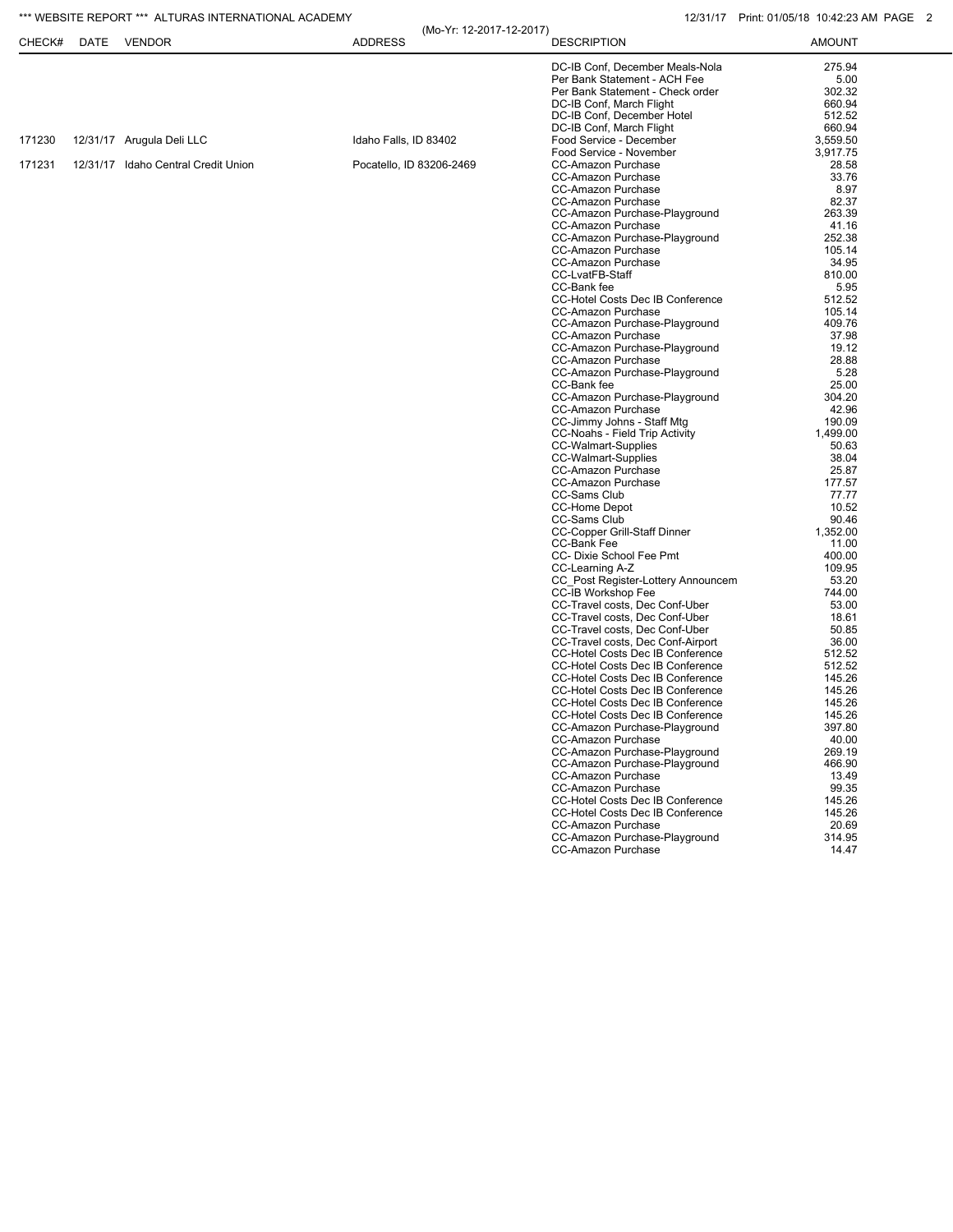| CHECK# | DATE | VENDOR | ADDRESS | DESCRIPTION | AMOUNT |
|---|---|---|---|---|---|
| | | | | DC-IB Conf, December Meals-Nola | 275.94 |
| | | | | Per Bank Statement - ACH Fee | 5.00 |
| | | | | Per Bank Statement - Check order | 302.32 |
| | | | | DC-IB Conf, March Flight | 660.94 |
| | | | | DC-IB Conf, December Hotel | 512.52 |
| | | | | DC-IB Conf, March Flight | 660.94 |
| 171230 | 12/31/17 | Arugula Deli LLC | Idaho Falls, ID 83402 | Food Service - December | 3,559.50 |
| | | | | Food Service - November | 3,917.75 |
| 171231 | 12/31/17 | Idaho Central Credit Union | Pocatello, ID 83206-2469 | CC-Amazon Purchase | 28.58 |
| | | | | CC-Amazon Purchase | 33.76 |
| | | | | CC-Amazon Purchase | 8.97 |
| | | | | CC-Amazon Purchase | 82.37 |
| | | | | CC-Amazon Purchase-Playground | 263.39 |
| | | | | CC-Amazon Purchase | 41.16 |
| | | | | CC-Amazon Purchase-Playground | 252.38 |
| | | | | CC-Amazon Purchase | 105.14 |
| | | | | CC-Amazon Purchase | 34.95 |
| | | | | CC-LvatFB-Staff | 810.00 |
| | | | | CC-Bank fee | 5.95 |
| | | | | CC-Hotel Costs Dec IB Conference | 512.52 |
| | | | | CC-Amazon Purchase | 105.14 |
| | | | | CC-Amazon Purchase-Playground | 409.76 |
| | | | | CC-Amazon Purchase | 37.98 |
| | | | | CC-Amazon Purchase-Playground | 19.12 |
| | | | | CC-Amazon Purchase | 28.88 |
| | | | | CC-Amazon Purchase-Playground | 5.28 |
| | | | | CC-Bank fee | 25.00 |
| | | | | CC-Amazon Purchase-Playground | 304.20 |
| | | | | CC-Amazon Purchase | 42.96 |
| | | | | CC-Jimmy Johns - Staff Mtg | 190.09 |
| | | | | CC-Noahs - Field Trip Activity | 1,499.00 |
| | | | | CC-Walmart-Supplies | 50.63 |
| | | | | CC-Walmart-Supplies | 38.04 |
| | | | | CC-Amazon Purchase | 25.87 |
| | | | | CC-Amazon Purchase | 177.57 |
| | | | | CC-Sams Club | 77.77 |
| | | | | CC-Home Depot | 10.52 |
| | | | | CC-Sams Club | 90.46 |
| | | | | CC-Copper Grill-Staff Dinner | 1,352.00 |
| | | | | CC-Bank Fee | 11.00 |
| | | | | CC- Dixie School Fee Pmt | 400.00 |
| | | | | CC-Learning A-Z | 109.95 |
| | | | | CC_Post Register-Lottery Announcem | 53.20 |
| | | | | CC-IB Workshop Fee | 744.00 |
| | | | | CC-Travel costs, Dec Conf-Uber | 53.00 |
| | | | | CC-Travel costs, Dec Conf-Uber | 18.61 |
| | | | | CC-Travel costs, Dec Conf-Uber | 50.85 |
| | | | | CC-Travel costs, Dec Conf-Airport | 36.00 |
| | | | | CC-Hotel Costs Dec IB Conference | 512.52 |
| | | | | CC-Hotel Costs Dec IB Conference | 512.52 |
| | | | | CC-Hotel Costs Dec IB Conference | 145.26 |
| | | | | CC-Hotel Costs Dec IB Conference | 145.26 |
| | | | | CC-Hotel Costs Dec IB Conference | 145.26 |
| | | | | CC-Hotel Costs Dec IB Conference | 145.26 |
| | | | | CC-Amazon Purchase-Playground | 397.80 |
| | | | | CC-Amazon Purchase | 40.00 |
| | | | | CC-Amazon Purchase-Playground | 269.19 |
| | | | | CC-Amazon Purchase-Playground | 466.90 |
| | | | | CC-Amazon Purchase | 13.49 |
| | | | | CC-Amazon Purchase | 99.35 |
| | | | | CC-Hotel Costs Dec IB Conference | 145.26 |
| | | | | CC-Hotel Costs Dec IB Conference | 145.26 |
| | | | | CC-Amazon Purchase | 20.69 |
| | | | | CC-Amazon Purchase-Playground | 314.95 |
| | | | | CC-Amazon Purchase | 14.47 |